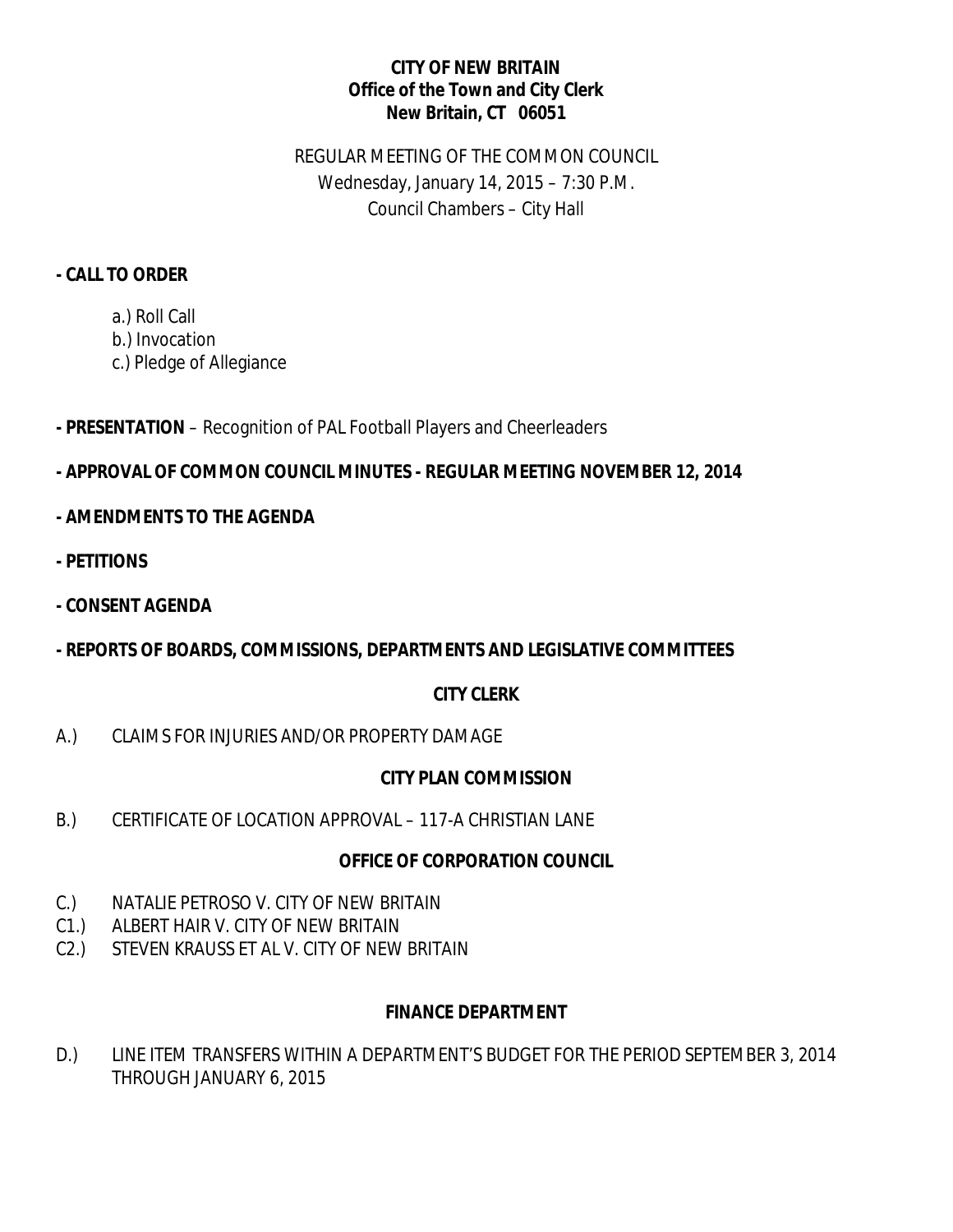**CITY OF NEW BRITAIN**
**Office of the Town and City Clerk**
**New Britain, CT 06051**

REGULAR MEETING OF THE COMMON COUNCIL
Wednesday, January 14, 2015 – 7:30 P.M.
Council Chambers – City Hall

**- CALL TO ORDER**

a.) Roll Call
b.) Invocation
c.) Pledge of Allegiance

**- PRESENTATION** – Recognition of PAL Football Players and Cheerleaders

**- APPROVAL OF COMMON COUNCIL MINUTES - REGULAR MEETING NOVEMBER 12, 2014**

**- AMENDMENTS TO THE AGENDA**

**- PETITIONS**

**- CONSENT AGENDA**

**- REPORTS OF BOARDS, COMMISSIONS, DEPARTMENTS AND LEGISLATIVE COMMITTEES**

**CITY CLERK**

A.) CLAIMS FOR INJURIES AND/OR PROPERTY DAMAGE

**CITY PLAN COMMISSION**

B.) CERTIFICATE OF LOCATION APPROVAL – 117-A CHRISTIAN LANE

**OFFICE OF CORPORATION COUNCIL**

C.) NATALIE PETROSO V. CITY OF NEW BRITAIN
C1.) ALBERT HAIR V. CITY OF NEW BRITAIN
C2.) STEVEN KRAUSS ET AL V. CITY OF NEW BRITAIN

**FINANCE DEPARTMENT**

D.) LINE ITEM TRANSFERS WITHIN A DEPARTMENT'S BUDGET FOR THE PERIOD SEPTEMBER 3, 2014 THROUGH JANUARY 6, 2015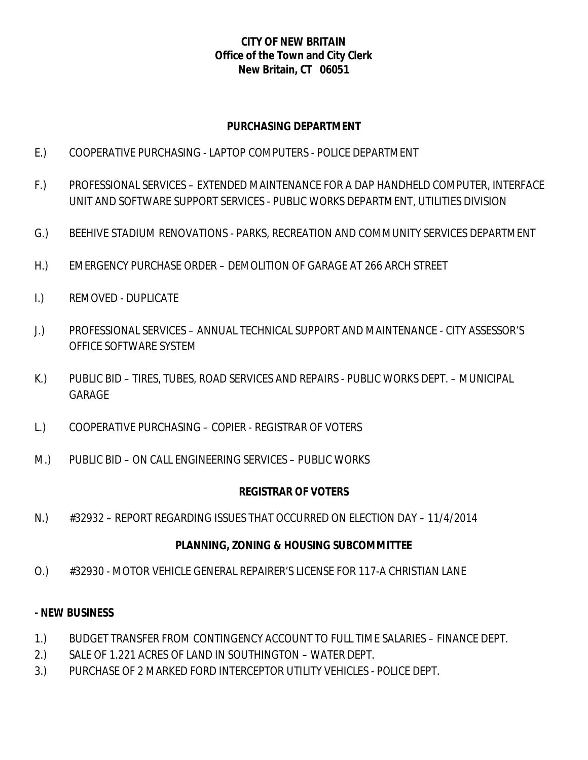**CITY OF NEW BRITAIN**
**Office of the Town and City Clerk**
**New Britain, CT 06051**

**PURCHASING DEPARTMENT**

E.) COOPERATIVE PURCHASING - LAPTOP COMPUTERS - POLICE DEPARTMENT

F.) PROFESSIONAL SERVICES – EXTENDED MAINTENANCE FOR A DAP HANDHELD COMPUTER, INTERFACE UNIT AND SOFTWARE SUPPORT SERVICES - PUBLIC WORKS DEPARTMENT, UTILITIES DIVISION

G.) BEEHIVE STADIUM RENOVATIONS - PARKS, RECREATION AND COMMUNITY SERVICES DEPARTMENT

H.) EMERGENCY PURCHASE ORDER – DEMOLITION OF GARAGE AT 266 ARCH STREET

I.) REMOVED - DUPLICATE

J.) PROFESSIONAL SERVICES – ANNUAL TECHNICAL SUPPORT AND MAINTENANCE - CITY ASSESSOR'S OFFICE SOFTWARE SYSTEM

K.) PUBLIC BID – TIRES, TUBES, ROAD SERVICES AND REPAIRS - PUBLIC WORKS DEPT. – MUNICIPAL GARAGE

L.) COOPERATIVE PURCHASING – COPIER - REGISTRAR OF VOTERS

M.) PUBLIC BID – ON CALL ENGINEERING SERVICES – PUBLIC WORKS

**REGISTRAR OF VOTERS**

N.) #32932 – REPORT REGARDING ISSUES THAT OCCURRED ON ELECTION DAY – 11/4/2014

**PLANNING, ZONING & HOUSING SUBCOMMITTEE**

O.) #32930 - MOTOR VEHICLE GENERAL REPAIRER'S LICENSE FOR 117-A CHRISTIAN LANE

**- NEW BUSINESS**

1.) BUDGET TRANSFER FROM CONTINGENCY ACCOUNT TO FULL TIME SALARIES – FINANCE DEPT.
2.) SALE OF 1.221 ACRES OF LAND IN SOUTHINGTON – WATER DEPT.
3.) PURCHASE OF 2 MARKED FORD INTERCEPTOR UTILITY VEHICLES - POLICE DEPT.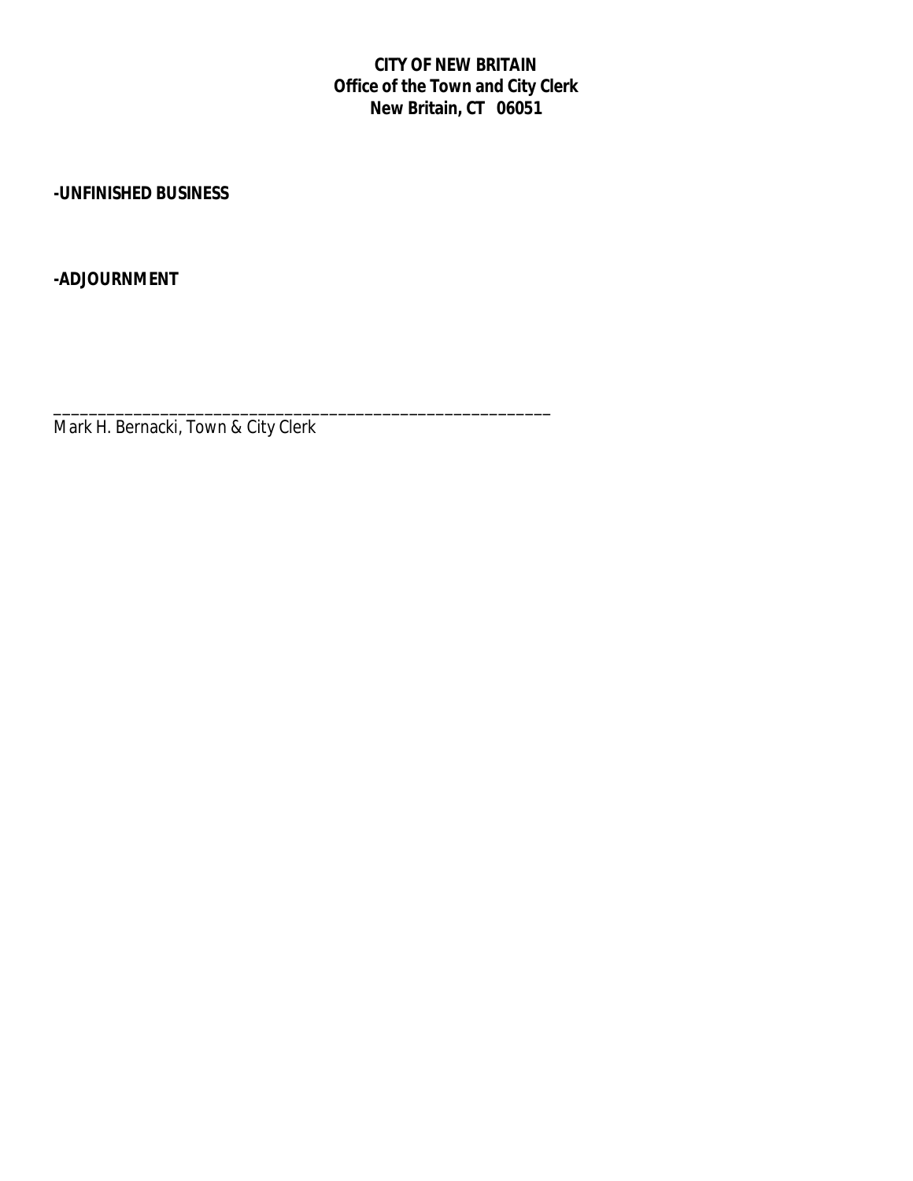**CITY OF NEW BRITAIN**
**Office of the Town and City Clerk**
**New Britain, CT 06051**

**-UNFINISHED BUSINESS**

**-ADJOURNMENT**

_________________________________________________________
Mark H. Bernacki, Town & City Clerk